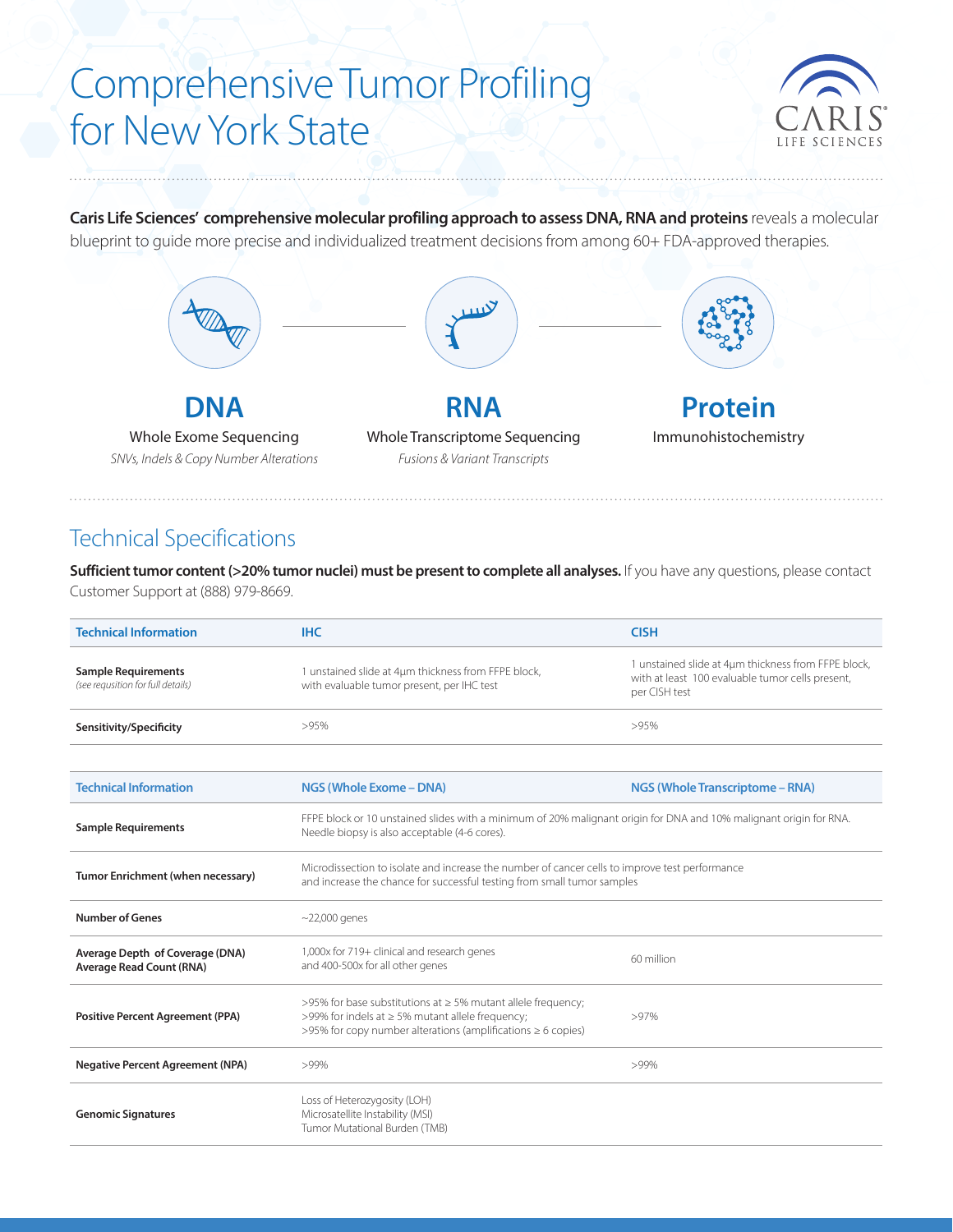# Comprehensive Tumor Profiling for New York State

CARIS LIFE SCIENCES

**Caris Life Sciences' comprehensive molecular profiling approach to assess DNA, RNA and proteins** reveals a molecular blueprint to guide more precise and individualized treatment decisions from among 60+ FDA-approved therapies.

**DNA**
Whole Exome Sequencing
*SNVs, Indels & Copy Number Alterations*

**RNA**
Whole Transcriptome Sequencing
*Fusions & Variant Transcripts*

**Protein**
Immunohistochemistry

## Technical Specifications

**Sufficient tumor content (>20% tumor nuclei) must be present to complete all analyses.** If you have any questions, please contact Customer Support at (888) 979-8669.

| Technical Information | IHC | CISH |
|---|---|---|
| **Sample Requirements** *(see requsition for full details)* | 1 unstained slide at 4µm thickness from FFPE block, with evaluable tumor present, per IHC test | 1 unstained slide at 4µm thickness from FFPE block, with at least 100 evaluable tumor cells present, per CISH test |
| **Sensitivity/Specificity** | >95% | >95% |

| Technical Information | NGS (Whole Exome – DNA) | NGS (Whole Transcriptome – RNA) |
|---|---|---|
| **Sample Requirements** | FFPE block or 10 unstained slides with a minimum of 20% malignant origin for DNA and 10% malignant origin for RNA. Needle biopsy is also acceptable (4-6 cores). | |
| **Tumor Enrichment (when necessary)** | Microdissection to isolate and increase the number of cancer cells to improve test performance and increase the chance for successful testing from small tumor samples | |
| **Number of Genes** | ~22,000 genes | |
| **Average Depth of Coverage (DNA) Average Read Count (RNA)** | 1,000x for 719+ clinical and research genes and 400-500x for all other genes | 60 million |
| **Positive Percent Agreement (PPA)** | >95% for base substitutions at ≥ 5% mutant allele frequency; >99% for indels at ≥ 5% mutant allele frequency; >95% for copy number alterations (amplifications ≥ 6 copies) | >97% |
| **Negative Percent Agreement (NPA)** | >99% | >99% |
| **Genomic Signatures** | Loss of Heterozygosity (LOH) Microsatellite Instability (MSI) Tumor Mutational Burden (TMB) | |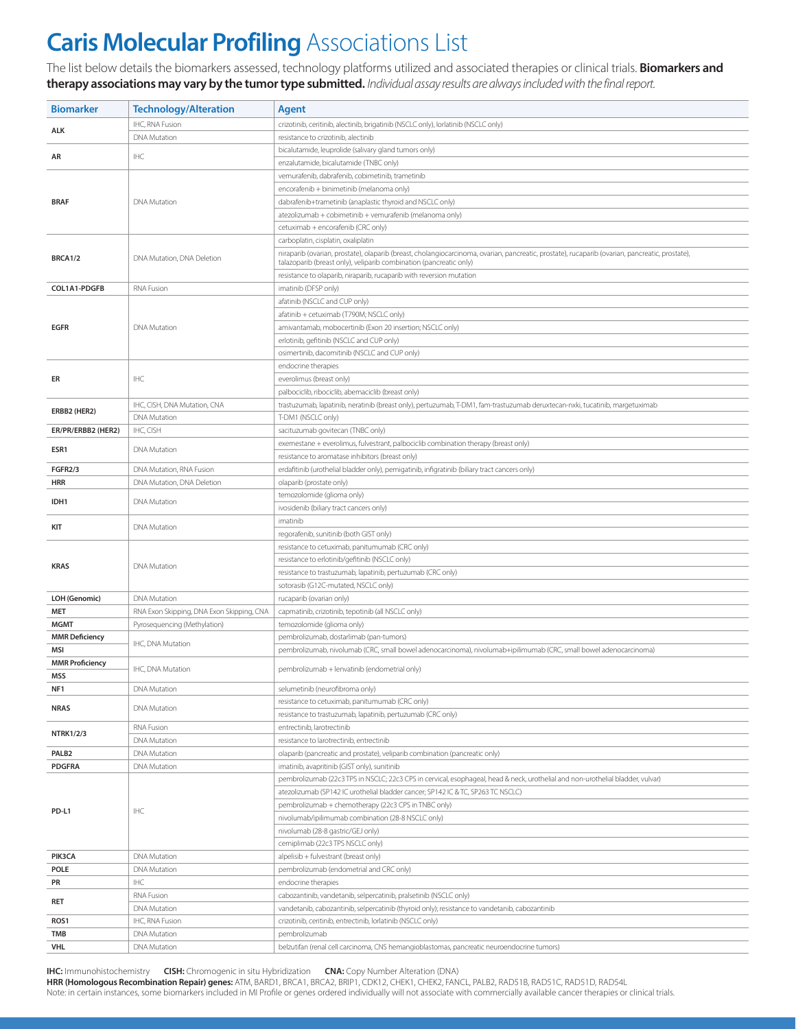# **Caris Molecular Profiling** Associations List

The list below details the biomarkers assessed, technology platforms utilized and associated therapies or clinical trials. **Biomarkers and therapy associations may vary by the tumor type submitted.** *Individual assay results are always included with the final report.*

| Biomarker | Technology/Alteration | Agent |
|---|---|---|
| **ALK** | IHC, RNA Fusion | crizotinib, ceritinib, alectinib, brigatinib (NSCLC only), lorlatinib (NSCLC only) |
| | DNA Mutation | resistance to crizotinib, alectinib |
| **AR** | IHC | bicalutamide, leuprolide (salivary gland tumors only) |
| | | enzalutamide, bicalutamide (TNBC only) |
| **BRAF** | DNA Mutation | vemurafenib, dabrafenib, cobimetinib, trametinib |
| | | encorafenib + binimetinib (melanoma only) |
| | | dabrafenib+trametinib (anaplastic thyroid and NSCLC only) |
| | | atezolizumab + cobimetinib + vemurafenib (melanoma only) |
| | | cetuximab + encorafenib (CRC only) |
| **BRCA1/2** | DNA Mutation, DNA Deletion | carboplatin, cisplatin, oxaliplatin |
| | | niraparib (ovarian, prostate), olaparib (breast, cholangiocarcinoma, ovarian, pancreatic, prostate), rucaparib (ovarian, pancreatic, prostate), talazoparib (breast only), veliparib combination (pancreatic only) |
| | | resistance to olaparib, niraparib, rucaparib with reversion mutation |
| **COL1A1-PDGFB** | RNA Fusion | imatinib (DFSP only) |
| **EGFR** | DNA Mutation | afatinib (NSCLC and CUP only) |
| | | afatinib + cetuximab (T790M; NSCLC only) |
| | | amivantamab, mobocertinib (Exon 20 insertion; NSCLC only) |
| | | erlotinib, gefitinib (NSCLC and CUP only) |
| | | osimertinib, dacomitinib (NSCLC and CUP only) |
| **ER** | IHC | endocrine therapies |
| | | everolimus (breast only) |
| | | palbociclib, ribociclib, abemaciclib (breast only) |
| **ERBB2 (HER2)** | IHC, CISH, DNA Mutation, CNA | trastuzumab, lapatinib, neratinib (breast only), pertuzumab, T-DM1, fam-trastuzumab deruxtecan-nxki, tucatinib, margetuximab |
| | DNA Mutation | T-DM1 (NSCLC only) |
| **ER/PR/ERBB2 (HER2)** | IHC, CISH | sacituzumab govitecan (TNBC only) |
| **ESR1** | DNA Mutation | exemestane + everolimus, fulvestrant, palbociclib combination therapy (breast only) |
| | | resistance to aromatase inhibitors (breast only) |
| **FGFR2/3** | DNA Mutation, RNA Fusion | erdafitinib (urothelial bladder only), pemigatinib, infigratinib (biliary tract cancers only) |
| **HRR** | DNA Mutation, DNA Deletion | olaparib (prostate only) |
| **IDH1** | DNA Mutation | temozolomide (glioma only) |
| | | ivosidenib (biliary tract cancers only) |
| **KIT** | DNA Mutation | imatinib |
| | | regorafenib, sunitinib (both GIST only) |
| **KRAS** | DNA Mutation | resistance to cetuximab, panitumumab (CRC only) |
| | | resistance to erlotinib/gefitinib (NSCLC only) |
| | | resistance to trastuzumab, lapatinib, pertuzumab (CRC only) |
| | | sotorasib (G12C-mutated, NSCLC only) |
| **LOH (Genomic)** | DNA Mutation | rucaparib (ovarian only) |
| **MET** | RNA Exon Skipping, DNA Exon Skipping, CNA | capmatinib, crizotinib, tepotinib (all NSCLC only) |
| **MGMT** | Pyrosequencing (Methylation) | temozolomide (glioma only) |
| **MMR Deficiency** | IHC, DNA Mutation | pembrolizumab, dostarlimab (pan-tumors) |
| **MSI** | | pembrolizumab, nivolumab (CRC, small bowel adenocarcinoma), nivolumab+ipilimumab (CRC, small bowel adenocarcinoma) |
| **MMR Proficiency** | IHC, DNA Mutation | pembrolizumab + lenvatinib (endometrial only) |
| **MSS** | | |
| **NF1** | DNA Mutation | selumetinib (neurofibroma only) |
| **NRAS** | DNA Mutation | resistance to cetuximab, panitumumab (CRC only) |
| | | resistance to trastuzumab, lapatinib, pertuzumab (CRC only) |
| **NTRK1/2/3** | RNA Fusion | entrectinib, larotrectinib |
| | DNA Mutation | resistance to larotrectinib, entrectinib |
| **PALB2** | DNA Mutation | olaparib (pancreatic and prostate), veliparib combination (pancreatic only) |
| **PDGFRA** | DNA Mutation | imatinib, avapritinib (GIST only), sunitinib |
| **PD-L1** | IHC | pembrolizumab (22c3 TPS in NSCLC; 22c3 CPS in cervical, esophageal, head & neck, urothelial and non-urothelial bladder, vulvar) |
| | | atezolizumab (SP142 IC urothelial bladder cancer; SP142 IC & TC, SP263 TC NSCLC) |
| | | pembrolizumab + chemotherapy (22c3 CPS in TNBC only) |
| | | nivolumab/ipilimumab combination (28-8 NSCLC only) |
| | | nivolumab (28-8 gastric/GEJ only) |
| | | cemiplimab (22c3 TPS NSCLC only) |
| **PIK3CA** | DNA Mutation | alpelisib + fulvestrant (breast only) |
| **POLE** | DNA Mutation | pembrolizumab (endometrial and CRC only) |
| **PR** | IHC | endocrine therapies |
| **RET** | RNA Fusion | cabozantinib, vandetanib, selpercatinib, pralsetinib (NSCLC only) |
| | DNA Mutation | vandetanib, cabozantinib, selpercatinib (thyroid only); resistance to vandetanib, cabozantinib |
| **ROS1** | IHC, RNA Fusion | crizotinib, ceritinib, entrectinib, lorlatinib (NSCLC only) |
| **TMB** | DNA Mutation | pembrolizumab |
| **VHL** | DNA Mutation | belzutifan (renal cell carcinoma, CNS hemangioblastomas, pancreatic neuroendocrine tumors) |

**IHC:** Immunohistochemistry **CISH:** Chromogenic in situ Hybridization **CNA:** Copy Number Alteration (DNA)

**HRR (Homologous Recombination Repair) genes:** ATM, BARD1, BRCA1, BRCA2, BRIP1, CDK12, CHEK1, CHEK2, FANCL, PALB2, RAD51B, RAD51C, RAD51D, RAD54L

Note: in certain instances, some biomarkers included in MI Profile or genes ordered individually will not associate with commercially available cancer therapies or clinical trials.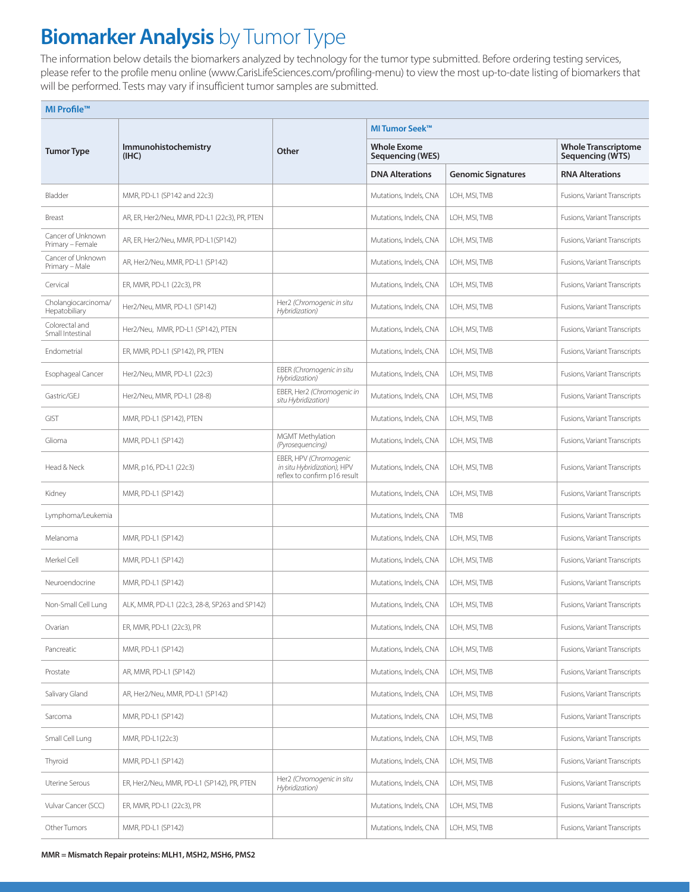# **Biomarker Analysis** by Tumor Type

The information below details the biomarkers analyzed by technology for the tumor type submitted. Before ordering testing services, please refer to the profile menu online (www.CarisLifeSciences.com/profiling-menu) to view the most up-to-date listing of biomarkers that will be performed. Tests may vary if insufficient tumor samples are submitted.

| **MI Profile™** | | | | | |
|---|---|---|---|---|---|
| **Tumor Type** | **Immunohistochemistry (IHC)** | **Other** | **MI Tumor Seek™** | | |
| | | | **Whole Exome Sequencing (WES)** | | **Whole Transcriptome Sequencing (WTS)** |
| | | | **DNA Alterations** | **Genomic Signatures** | **RNA Alterations** |
| Bladder | MMR, PD-L1 (SP142 and 22c3) | | Mutations, Indels, CNA | LOH, MSI, TMB | Fusions, Variant Transcripts |
| Breast | AR, ER, Her2/Neu, MMR, PD-L1 (22c3), PR, PTEN | | Mutations, Indels, CNA | LOH, MSI, TMB | Fusions, Variant Transcripts |
| Cancer of Unknown Primary – Female | AR, ER, Her2/Neu, MMR, PD-L1(SP142) | | Mutations, Indels, CNA | LOH, MSI, TMB | Fusions, Variant Transcripts |
| Cancer of Unknown Primary – Male | AR, Her2/Neu, MMR, PD-L1 (SP142) | | Mutations, Indels, CNA | LOH, MSI, TMB | Fusions, Variant Transcripts |
| Cervical | ER, MMR, PD-L1 (22c3), PR | | Mutations, Indels, CNA | LOH, MSI, TMB | Fusions, Variant Transcripts |
| Cholangiocarcinoma/ Hepatobiliary | Her2/Neu, MMR, PD-L1 (SP142) | Her2 *(Chromogenic in situ Hybridization)* | Mutations, Indels, CNA | LOH, MSI, TMB | Fusions, Variant Transcripts |
| Colorectal and Small Intestinal | Her2/Neu, MMR, PD-L1 (SP142), PTEN | | Mutations, Indels, CNA | LOH, MSI, TMB | Fusions, Variant Transcripts |
| Endometrial | ER, MMR, PD-L1 (SP142), PR, PTEN | | Mutations, Indels, CNA | LOH, MSI, TMB | Fusions, Variant Transcripts |
| Esophageal Cancer | Her2/Neu, MMR, PD-L1 (22c3) | EBER *(Chromogenic in situ Hybridization)* | Mutations, Indels, CNA | LOH, MSI, TMB | Fusions, Variant Transcripts |
| Gastric/GEJ | Her2/Neu, MMR, PD-L1 (28-8) | EBER, Her2 *(Chromogenic in situ Hybridization)* | Mutations, Indels, CNA | LOH, MSI, TMB | Fusions, Variant Transcripts |
| GIST | MMR, PD-L1 (SP142), PTEN | | Mutations, Indels, CNA | LOH, MSI, TMB | Fusions, Variant Transcripts |
| Glioma | MMR, PD-L1 (SP142) | MGMT Methylation *(Pyrosequencing)* | Mutations, Indels, CNA | LOH, MSI, TMB | Fusions, Variant Transcripts |
| Head & Neck | MMR, p16, PD-L1 (22c3) | EBER, HPV *(Chromogenic in situ Hybridization)*, HPV reflex to confirm p16 result | Mutations, Indels, CNA | LOH, MSI, TMB | Fusions, Variant Transcripts |
| Kidney | MMR, PD-L1 (SP142) | | Mutations, Indels, CNA | LOH, MSI, TMB | Fusions, Variant Transcripts |
| Lymphoma/Leukemia | | | Mutations, Indels, CNA | TMB | Fusions, Variant Transcripts |
| Melanoma | MMR, PD-L1 (SP142) | | Mutations, Indels, CNA | LOH, MSI, TMB | Fusions, Variant Transcripts |
| Merkel Cell | MMR, PD-L1 (SP142) | | Mutations, Indels, CNA | LOH, MSI, TMB | Fusions, Variant Transcripts |
| Neuroendocrine | MMR, PD-L1 (SP142) | | Mutations, Indels, CNA | LOH, MSI, TMB | Fusions, Variant Transcripts |
| Non-Small Cell Lung | ALK, MMR, PD-L1 (22c3, 28-8, SP263 and SP142) | | Mutations, Indels, CNA | LOH, MSI, TMB | Fusions, Variant Transcripts |
| Ovarian | ER, MMR, PD-L1 (22c3), PR | | Mutations, Indels, CNA | LOH, MSI, TMB | Fusions, Variant Transcripts |
| Pancreatic | MMR, PD-L1 (SP142) | | Mutations, Indels, CNA | LOH, MSI, TMB | Fusions, Variant Transcripts |
| Prostate | AR, MMR, PD-L1 (SP142) | | Mutations, Indels, CNA | LOH, MSI, TMB | Fusions, Variant Transcripts |
| Salivary Gland | AR, Her2/Neu, MMR, PD-L1 (SP142) | | Mutations, Indels, CNA | LOH, MSI, TMB | Fusions, Variant Transcripts |
| Sarcoma | MMR, PD-L1 (SP142) | | Mutations, Indels, CNA | LOH, MSI, TMB | Fusions, Variant Transcripts |
| Small Cell Lung | MMR, PD-L1(22c3) | | Mutations, Indels, CNA | LOH, MSI, TMB | Fusions, Variant Transcripts |
| Thyroid | MMR, PD-L1 (SP142) | | Mutations, Indels, CNA | LOH, MSI, TMB | Fusions, Variant Transcripts |
| Uterine Serous | ER, Her2/Neu, MMR, PD-L1 (SP142), PR, PTEN | Her2 *(Chromogenic in situ Hybridization)* | Mutations, Indels, CNA | LOH, MSI, TMB | Fusions, Variant Transcripts |
| Vulvar Cancer (SCC) | ER, MMR, PD-L1 (22c3), PR | | Mutations, Indels, CNA | LOH, MSI, TMB | Fusions, Variant Transcripts |
| Other Tumors | MMR, PD-L1 (SP142) | | Mutations, Indels, CNA | LOH, MSI, TMB | Fusions, Variant Transcripts |

**MMR = Mismatch Repair proteins: MLH1, MSH2, MSH6, PMS2**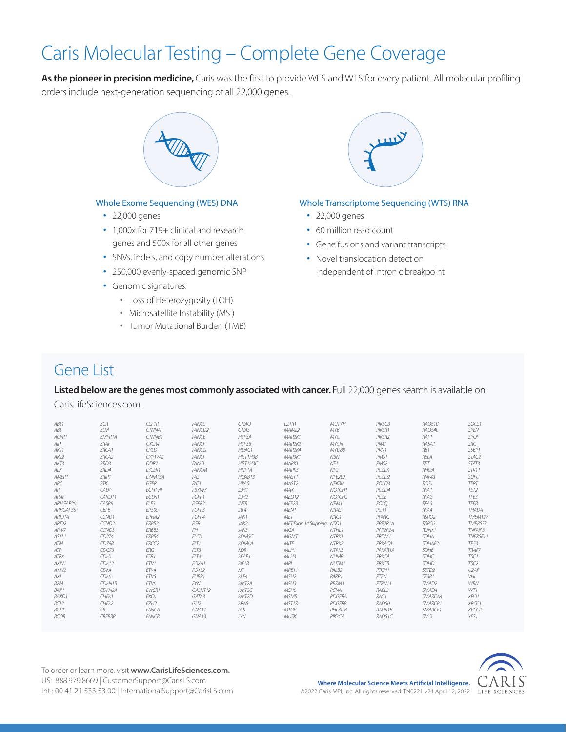# Caris Molecular Testing – Complete Gene Coverage

**As the pioneer in precision medicine,** Caris was the first to provide WES and WTS for every patient. All molecular profiling orders include next-generation sequencing of all 22,000 genes.

### Whole Exome Sequencing (WES) DNA

- 22,000 genes
- 1,000x for 719+ clinical and research genes and 500x for all other genes
- SNVs, indels, and copy number alterations
- 250,000 evenly-spaced genomic SNP
- Genomic signatures:
  - Loss of Heterozygosity (LOH)
  - Microsatellite Instability (MSI)
  - Tumor Mutational Burden (TMB)

### Whole Transcriptome Sequencing (WTS) RNA

- 22,000 genes
- 60 million read count
- Gene fusions and variant transcripts
- Novel translocation detection independent of intronic breakpoint

## Gene List

**Listed below are the genes most commonly associated with cancer.** Full 22,000 genes search is available on CarisLifeSciences.com.

| | | | | | | | | | |
|---|---|---|---|---|---|---|---|---|---|
| *ABL1* | *BCR* | *CSF1R* | *FANCC* | *GNAQ* | *LZTR1* | *MUTYH* | *PIK3CB* | *RAD51D* | *SOCS1* |
| *ABL* | *BLM* | *CTNNA1* | *FANCD2* | *GNAS* | *MAML2* | *MYB* | *PIK3R1* | *RAD54L* | *SPEN* |
| *ACVR1* | *BMPR1A* | *CTNNB1* | *FANCE* | *H3F3A* | *MAP2K1* | *MYC* | *PIK3R2* | *RAF1* | *SPOP* |
| *AIP* | *BRAF* | *CXCR4* | *FANCF* | *H3F3B* | *MAP2K2* | *MYCN* | *PIM1* | *RASA1* | *SRC* |
| *AKT1* | *BRCA1* | *CYLD* | *FANCG* | *HDAC1* | *MAP2K4* | *MYD88* | *PKN1* | *RB1* | *SSBP1* |
| *AKT2* | *BRCA2* | *CYP17A1* | *FANCI* | *HIST1H3B* | *MAP3K1* | *NBN* | *PMS1* | *RELA* | *STAG2* |
| *AKT3* | *BRD3* | *DDR2* | *FANCL* | *HIST1H3C* | *MAPK1* | *NF1* | *PMS2* | *RET* | *STAT3* |
| *ALK* | *BRD4* | *DICER1* | *FANCM* | *HNF1A* | *MAPK3* | *NF2* | *POLD1* | *RHOA* | *STK11* |
| *AMER1* | *BRIP1* | *DNMT3A* | *FAS* | *HOXB13* | *MAST1* | *NFE2L2* | *POLD2* | *RNF43* | *SUFU* |
| *APC* | *BTK* | *EGFR* | *FAT1* | *HRAS* | *MAST2* | *NFKBIA* | *POLD3* | *ROS1* | *TERT* |
| *AR* | *CALR* | *EGFR vIII* | *FBXW7* | *IDH1* | *MAX* | *NOTCH1* | *POLD4* | *RPA1* | *TET2* |
| *ARAF* | *CARD11* | *EGLN1* | *FGFR1* | *IDH2* | *MED12* | *NOTCH2* | *POLE* | *RPA2* | *TFE3* |
| *ARHGAP26* | *CASP8* | *ELF3* | *FGFR2* | *INSR* | *MEF2B* | *NPM1* | *POLQ* | *RPA3* | *TFEB* |
| *ARHGAP35* | *CBFB* | *EP300* | *FGFR3* | *IRF4* | *MEN1* | *NRAS* | *POT1* | *RPA4* | *THADA* |
| *ARID1A* | *CCND1* | *EPHA2* | *FGFR4* | *JAK1* | *MET* | *NRG1* | *PPARG* | *RSPO2* | *TMEM127* |
| *ARID2* | *CCND2* | *ERBB2* | *FGR* | *JAK2* | *MET Exon 14 Skipping* | *NSD1* | *PPP2R1A* | *RSPO3* | *TMPRSS2* |
| *AR-V7* | *CCND3* | *ERBB3* | *FH* | *JAK3* | *MGA* | *NTHL1* | *PPP2R2A* | *RUNX1* | *TNFAIP3* |
| *ASXL1* | *CD274* | *ERBB4* | *FLCN* | *KDM5C* | *MGMT* | *NTRK1* | *PRDM1* | *SDHA* | *TNFRSF14* |
| *ATM* | *CD79B* | *ERCC2* | *FLT1* | *KDM6A* | *MITF* | *NTRK2* | *PRKACA* | *SDHAF2* | *TP53* |
| *ATR* | *CDC73* | *ERG* | *FLT3* | *KDR* | *MLH1* | *NTRK3* | *PRKAR1A* | *SDHB* | *TRAF7* |
| *ATRX* | *CDH1* | *ESR1* | *FLT4* | *KEAP1* | *MLH3* | *NUMBL* | *PRKCA* | *SDHC* | *TSC1* |
| *AXIN1* | *CDK12* | *ETV1* | *FOXA1* | *KIF1B* | *MPL* | *NUTM1* | *PRKCB* | *SDHD* | *TSC2* |
| *AXIN2* | *CDK4* | *ETV4* | *FOXL2* | *KIT* | *MRE11* | *PALB2* | *PTCH1* | *SETD2* | *U2AF* |
| *AXL* | *CDK6* | *ETV5* | *FUBP1* | *KLF4* | *MSH2* | *PARP1* | *PTEN* | *SF3B1* | *VHL* |
| *B2M* | *CDKN1B* | *ETV6* | *FYN* | *KMT2A* | *MSH3* | *PBRM1* | *PTPN11* | *SMAD2* | *WRN* |
| *BAP1* | *CDKN2A* | *EWSR1* | *GALNT12* | *KMT2C* | *MSH6* | *PCNA* | *RABL3* | *SMAD4* | *WT1* |
| *BARD1* | *CHEK1* | *EXO1* | *GATA3* | *KMT2D* | *MSMB* | *PDGFRA* | *RAC1* | *SMARCA4* | *XPO1* |
| *BCL2* | *CHEK2* | *EZH2* | *GLI2* | *KRAS* | *MST1R* | *PDGFRB* | *RAD50* | *SMARCB1* | *XRCC1* |
| *BCL9* | *CIC* | *FANCA* | *GNA11* | *LCK* | *MTOR* | *PHOX2B* | *RAD51B* | *SMARCE1* | *XRCC2* |
| *BCOR* | *CREBBP* | *FANCB* | *GNA13* | *LYN* | *MUSK* | *PIK3CA* | *RAD51C* | *SMO* | *YES1* |

To order or learn more, visit **www.CarisLifeSciences.com.**
US: 888.979.8669 | CustomerSupport@CarisLS.com
Intl: 00 41 21 533 53 00 | InternationalSupport@CarisLS.com

**Where Molecular Science Meets Artificial Intelligence.**
©2022 Caris MPI, Inc. All rights reserved. TN0221 v24 April 12, 2022

CARIS® LIFE SCIENCES